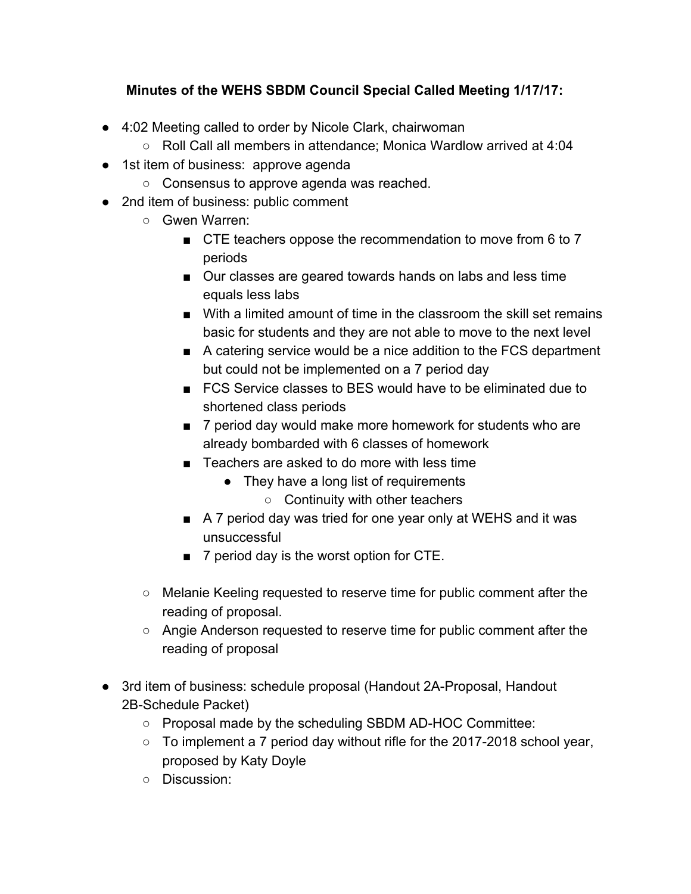**Minutes of the WEHS SBDM Council Special Called Meeting 1/17/17:**

- 4:02 Meeting called to order by Nicole Clark, chairwoman
  - Roll Call all members in attendance; Monica Wardlow arrived at 4:04
- 1st item of business: approve agenda
  - Consensus to approve agenda was reached.
- 2nd item of business: public comment
  - Gwen Warren:
    - CTE teachers oppose the recommendation to move from 6 to 7 periods
    - Our classes are geared towards hands on labs and less time equals less labs
    - With a limited amount of time in the classroom the skill set remains basic for students and they are not able to move to the next level
    - A catering service would be a nice addition to the FCS department but could not be implemented on a 7 period day
    - FCS Service classes to BES would have to be eliminated due to shortened class periods
    - 7 period day would make more homework for students who are already bombarded with 6 classes of homework
    - Teachers are asked to do more with less time
      - They have a long list of requirements
        - Continuity with other teachers
    - A 7 period day was tried for one year only at WEHS and it was unsuccessful
    - 7 period day is the worst option for CTE.

  - Melanie Keeling requested to reserve time for public comment after the reading of proposal.
  - Angie Anderson requested to reserve time for public comment after the reading of proposal

- 3rd item of business: schedule proposal (Handout 2A-Proposal, Handout 2B-Schedule Packet)
  - Proposal made by the scheduling SBDM AD-HOC Committee:
  - To implement a 7 period day without rifle for the 2017-2018 school year, proposed by Katy Doyle
  - Discussion: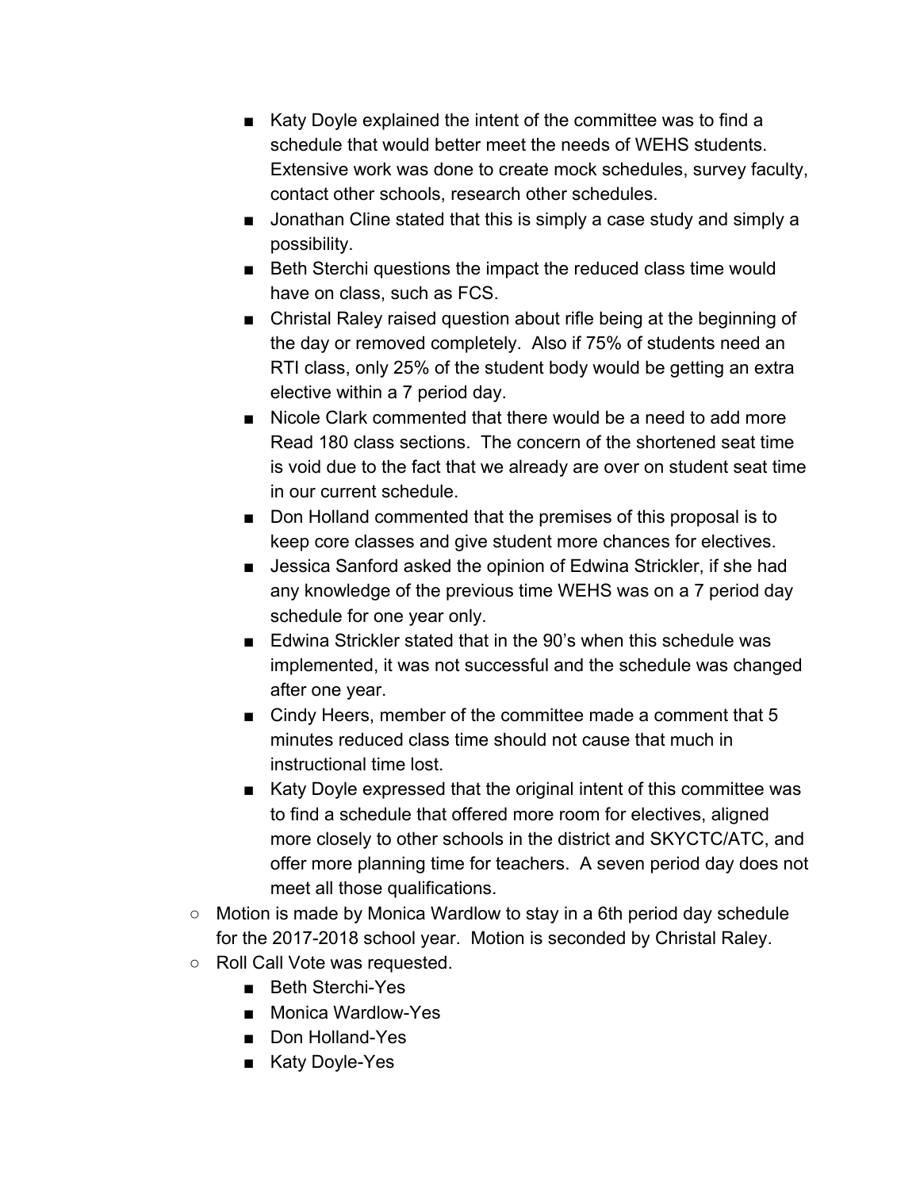- Katy Doyle explained the intent of the committee was to find a schedule that would better meet the needs of WEHS students. Extensive work was done to create mock schedules, survey faculty, contact other schools, research other schedules.
        - Jonathan Cline stated that this is simply a case study and simply a possibility.
        - Beth Sterchi questions the impact the reduced class time would have on class, such as FCS.
        - Christal Raley raised question about rifle being at the beginning of the day or removed completely. Also if 75% of students need an RTI class, only 25% of the student body would be getting an extra elective within a 7 period day.
        - Nicole Clark commented that there would be a need to add more Read 180 class sections. The concern of the shortened seat time is void due to the fact that we already are over on student seat time in our current schedule.
        - Don Holland commented that the premises of this proposal is to keep core classes and give student more chances for electives.
        - Jessica Sanford asked the opinion of Edwina Strickler, if she had any knowledge of the previous time WEHS was on a 7 period day schedule for one year only.
        - Edwina Strickler stated that in the 90's when this schedule was implemented, it was not successful and the schedule was changed after one year.
        - Cindy Heers, member of the committee made a comment that 5 minutes reduced class time should not cause that much in instructional time lost.
        - Katy Doyle expressed that the original intent of this committee was to find a schedule that offered more room for electives, aligned more closely to other schools in the district and SKYCTC/ATC, and offer more planning time for teachers. A seven period day does not meet all those qualifications.
    - Motion is made by Monica Wardlow to stay in a 6th period day schedule for the 2017-2018 school year. Motion is seconded by Christal Raley.
    - Roll Call Vote was requested.
        - Beth Sterchi-Yes
        - Monica Wardlow-Yes
        - Don Holland-Yes
        - Katy Doyle-Yes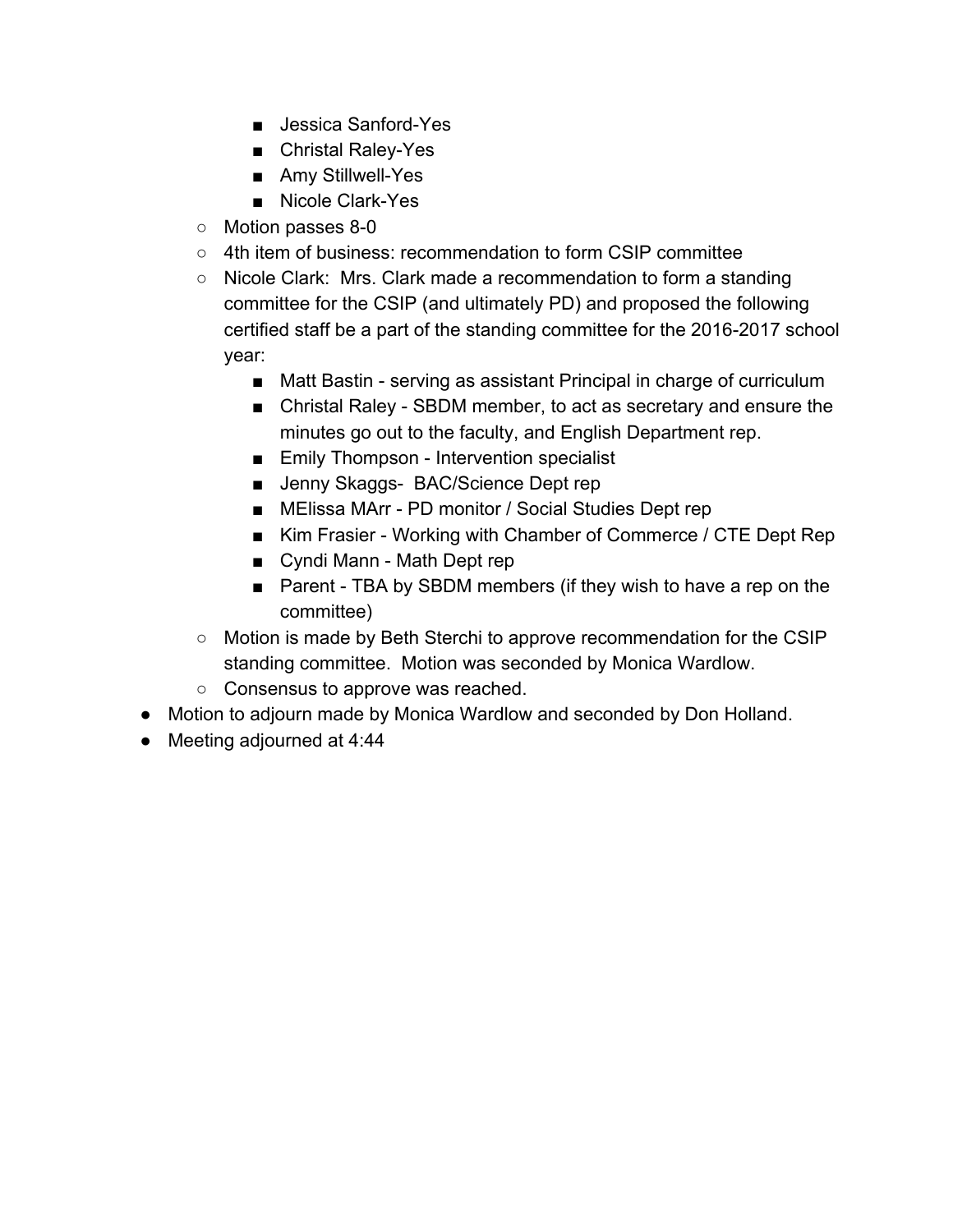- Jessica Sanford-Yes
        - Christal Raley-Yes
        - Amy Stillwell-Yes
        - Nicole Clark-Yes
    - Motion passes 8-0
    - 4th item of business: recommendation to form CSIP committee
    - Nicole Clark: Mrs. Clark made a recommendation to form a standing committee for the CSIP (and ultimately PD) and proposed the following certified staff be a part of the standing committee for the 2016-2017 school year:
        - Matt Bastin - serving as assistant Principal in charge of curriculum
        - Christal Raley - SBDM member, to act as secretary and ensure the minutes go out to the faculty, and English Department rep.
        - Emily Thompson - Intervention specialist
        - Jenny Skaggs- BAC/Science Dept rep
        - MElissa MArr - PD monitor / Social Studies Dept rep
        - Kim Frasier - Working with Chamber of Commerce / CTE Dept Rep
        - Cyndi Mann - Math Dept rep
        - Parent - TBA by SBDM members (if they wish to have a rep on the committee)
    - Motion is made by Beth Sterchi to approve recommendation for the CSIP standing committee. Motion was seconded by Monica Wardlow.
    - Consensus to approve was reached.
- Motion to adjourn made by Monica Wardlow and seconded by Don Holland.
- Meeting adjourned at 4:44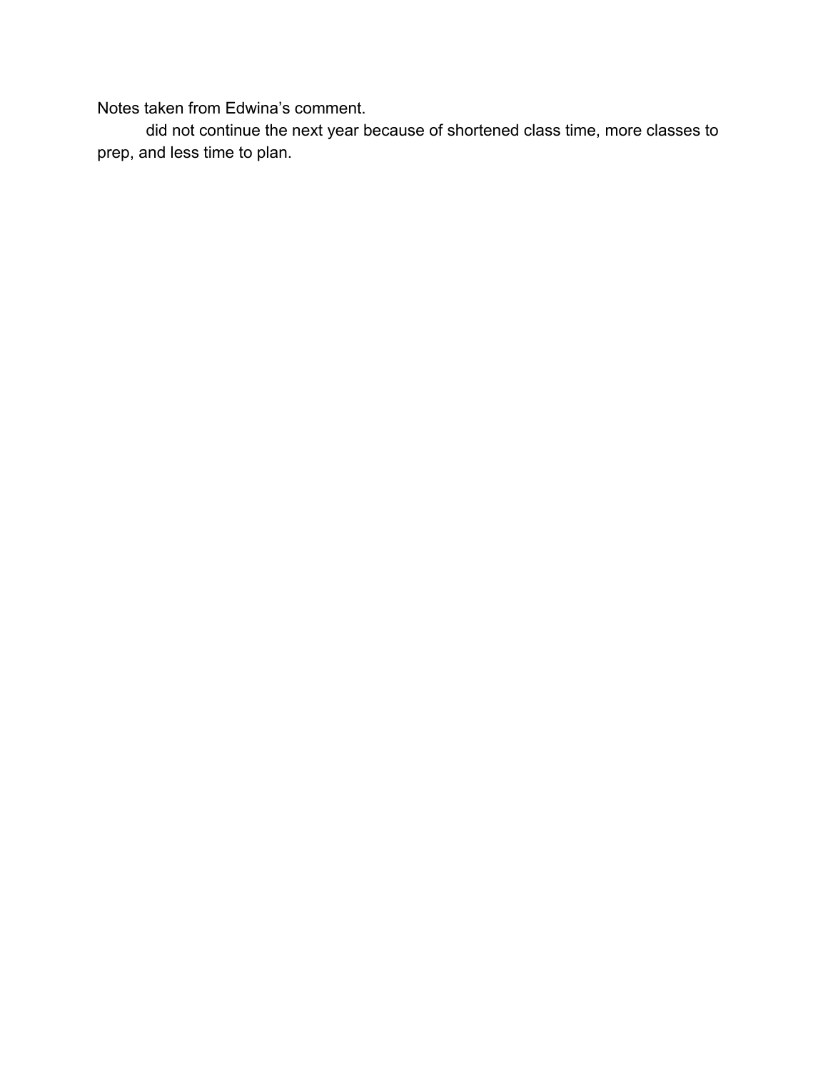Notes taken from Edwina's comment.

did not continue the next year because of shortened class time, more classes to prep, and less time to plan.